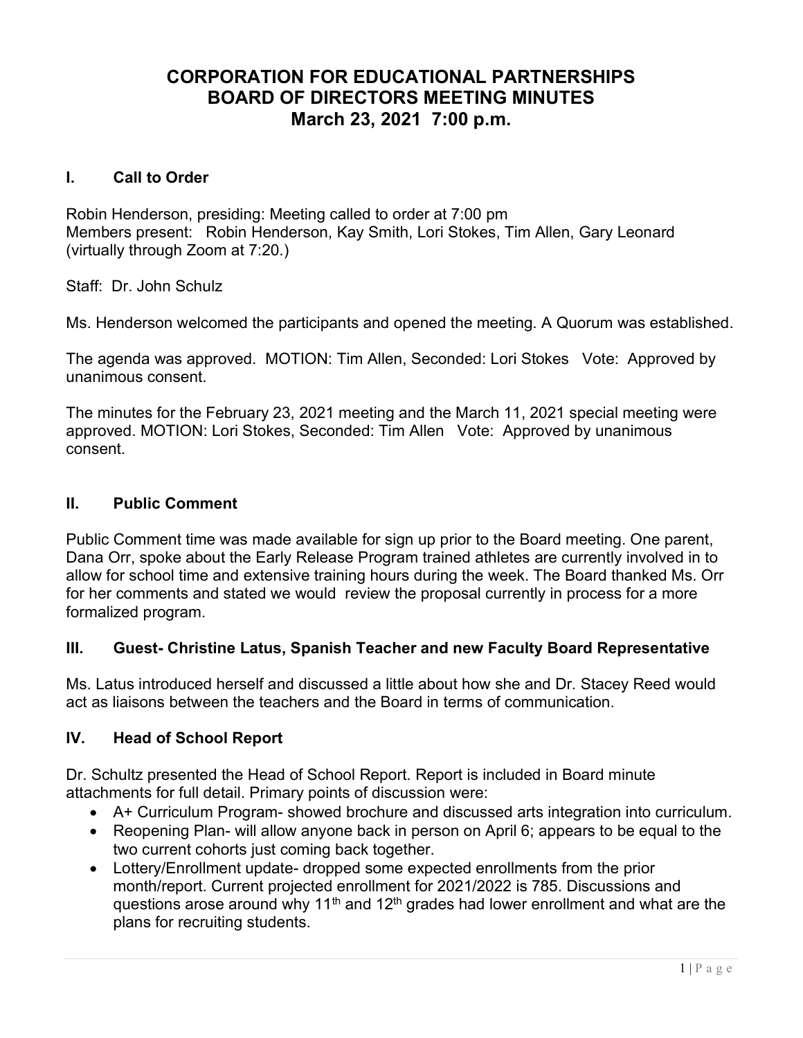# CORPORATION FOR EDUCATIONAL PARTNERSHIPS
# BOARD OF DIRECTORS MEETING MINUTES
# March 23, 2021 7:00 p.m.

## I. Call to Order

Robin Henderson, presiding: Meeting called to order at 7:00 pm
Members present: Robin Henderson, Kay Smith, Lori Stokes, Tim Allen, Gary Leonard (virtually through Zoom at 7:20.)

Staff: Dr. John Schulz

Ms. Henderson welcomed the participants and opened the meeting. A Quorum was established.

The agenda was approved. MOTION: Tim Allen, Seconded: Lori Stokes Vote: Approved by unanimous consent.

The minutes for the February 23, 2021 meeting and the March 11, 2021 special meeting were approved. MOTION: Lori Stokes, Seconded: Tim Allen Vote: Approved by unanimous consent.

## II. Public Comment

Public Comment time was made available for sign up prior to the Board meeting. One parent, Dana Orr, spoke about the Early Release Program trained athletes are currently involved in to allow for school time and extensive training hours during the week. The Board thanked Ms. Orr for her comments and stated we would review the proposal currently in process for a more formalized program.

## III. Guest- Christine Latus, Spanish Teacher and new Faculty Board Representative

Ms. Latus introduced herself and discussed a little about how she and Dr. Stacey Reed would act as liaisons between the teachers and the Board in terms of communication.

## IV. Head of School Report

Dr. Schultz presented the Head of School Report. Report is included in Board minute attachments for full detail. Primary points of discussion were:

- A+ Curriculum Program- showed brochure and discussed arts integration into curriculum.
- Reopening Plan- will allow anyone back in person on April 6; appears to be equal to the two current cohorts just coming back together.
- Lottery/Enrollment update- dropped some expected enrollments from the prior month/report. Current projected enrollment for 2021/2022 is 785. Discussions and questions arose around why 11th and 12th grades had lower enrollment and what are the plans for recruiting students.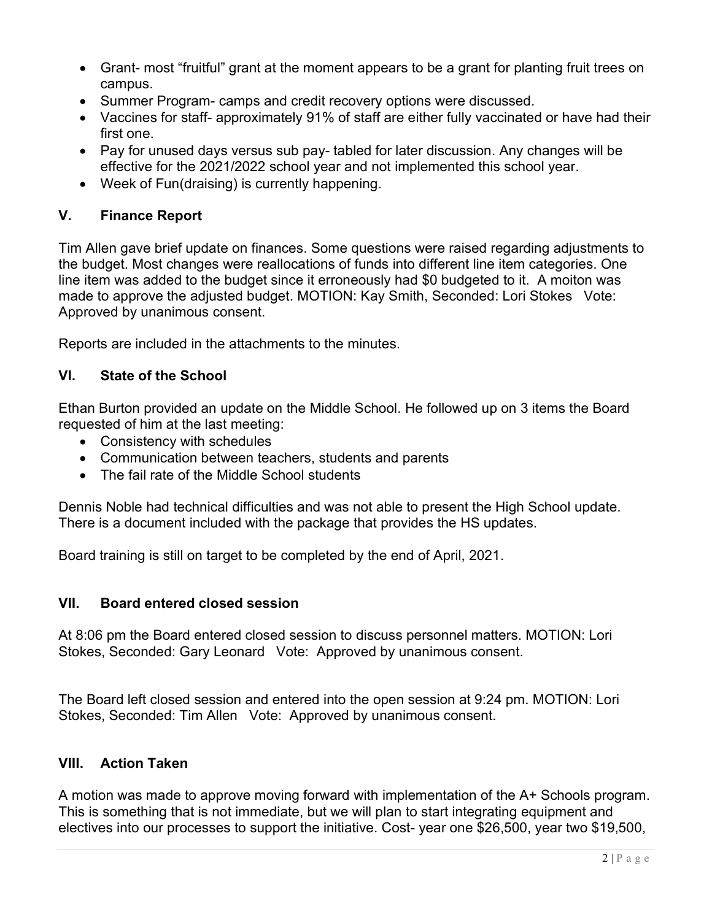- Grant- most "fruitful" grant at the moment appears to be a grant for planting fruit trees on campus.
- Summer Program- camps and credit recovery options were discussed.
- Vaccines for staff- approximately 91% of staff are either fully vaccinated or have had their first one.
- Pay for unused days versus sub pay- tabled for later discussion. Any changes will be effective for the 2021/2022 school year and not implemented this school year.
- Week of Fun(draising) is currently happening.

## V. Finance Report

Tim Allen gave brief update on finances. Some questions were raised regarding adjustments to the budget. Most changes were reallocations of funds into different line item categories. One line item was added to the budget since it erroneously had $0 budgeted to it. A moiton was made to approve the adjusted budget. MOTION: Kay Smith, Seconded: Lori Stokes Vote: Approved by unanimous consent.

Reports are included in the attachments to the minutes.

## VI. State of the School

Ethan Burton provided an update on the Middle School. He followed up on 3 items the Board requested of him at the last meeting:

- Consistency with schedules
- Communication between teachers, students and parents
- The fail rate of the Middle School students

Dennis Noble had technical difficulties and was not able to present the High School update. There is a document included with the package that provides the HS updates.

Board training is still on target to be completed by the end of April, 2021.

## VII. Board entered closed session

At 8:06 pm the Board entered closed session to discuss personnel matters. MOTION: Lori Stokes, Seconded: Gary Leonard Vote: Approved by unanimous consent.

The Board left closed session and entered into the open session at 9:24 pm. MOTION: Lori Stokes, Seconded: Tim Allen Vote: Approved by unanimous consent.

## VIII. Action Taken

A motion was made to approve moving forward with implementation of the A+ Schools program. This is something that is not immediate, but we will plan to start integrating equipment and electives into our processes to support the initiative. Cost- year one $26,500, year two $19,500,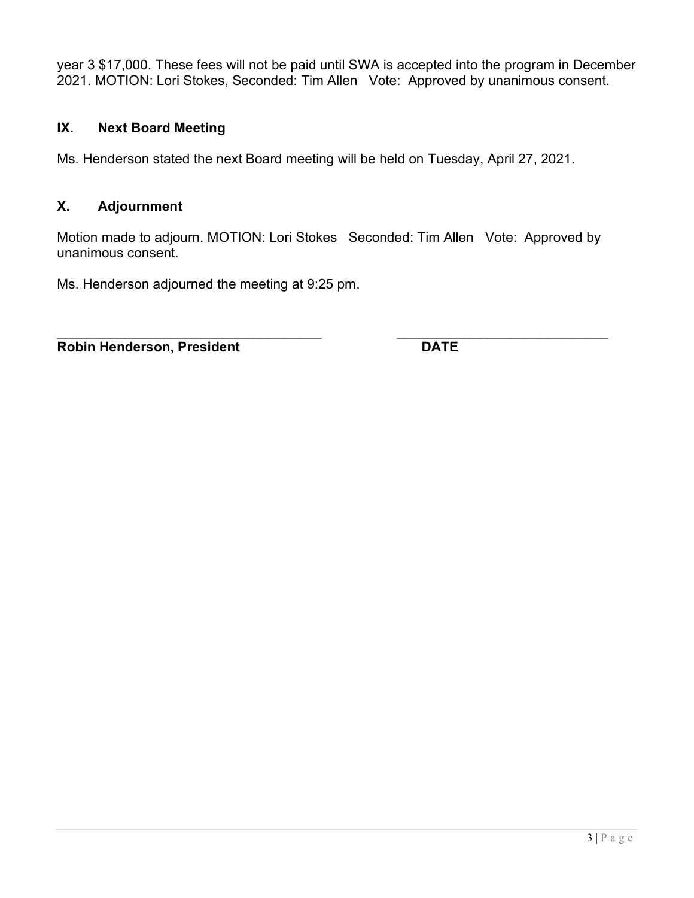year 3 $17,000. These fees will not be paid until SWA is accepted into the program in December 2021. MOTION: Lori Stokes, Seconded: Tim Allen Vote: Approved by unanimous consent.

## IX. Next Board Meeting

Ms. Henderson stated the next Board meeting will be held on Tuesday, April 27, 2021.

## X. Adjournment

Motion made to adjourn. MOTION: Lori Stokes Seconded: Tim Allen Vote: Approved by unanimous consent.

Ms. Henderson adjourned the meeting at 9:25 pm.

\_\_\_\_\_\_\_\_\_\_\_\_\_\_\_\_\_\_\_\_\_\_\_\_\_\_\_\_\_\_\_\_\_\_\_\_ \_\_\_\_\_\_\_\_\_\_\_\_\_\_\_\_\_\_\_\_\_\_\_\_\_\_\_\_\_

**Robin Henderson, President** **DATE**